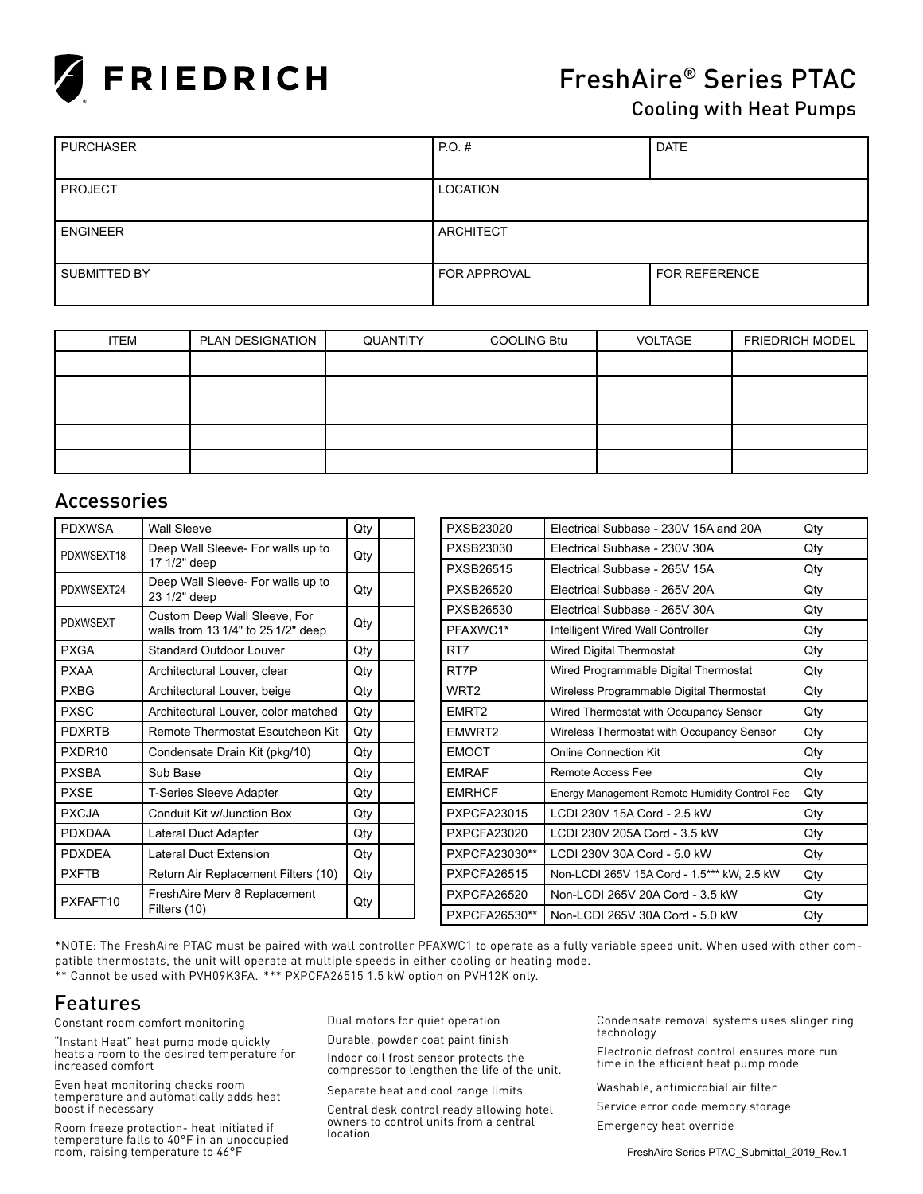FRIEDRICH

# FreshAire® Series PTAC

## Cooling with Heat Pumps

| PURCHASER | P.O. # | DATE |
|---|---|---|
| PROJECT | LOCATION | |
| ENGINEER | ARCHITECT | |
| SUBMITTED BY | FOR APPROVAL | FOR REFERENCE |

| ITEM | PLAN DESIGNATION | QUANTITY | COOLING Btu | VOLTAGE | FRIEDRICH MODEL |
|---|---|---|---|---|---|
| | | | | | |
| | | | | | |
| | | | | | |
| | | | | | |
| | | | | | |

## Accessories

| | | | |
|---|---|---|---|
| PDXWSA | Wall Sleeve | Qty | |
| PDXWSEXT18 | Deep Wall Sleeve- For walls up to 17 1/2" deep | Qty | |
| PDXWSEXT24 | Deep Wall Sleeve- For walls up to 23 1/2" deep | Qty | |
| PDXWSEXT | Custom Deep Wall Sleeve, For walls from 13 1/4" to 25 1/2" deep | Qty | |
| PXGA | Standard Outdoor Louver | Qty | |
| PXAA | Architectural Louver, clear | Qty | |
| PXBG | Architectural Louver, beige | Qty | |
| PXSC | Architectural Louver, color matched | Qty | |
| PDXRTB | Remote Thermostat Escutcheon Kit | Qty | |
| PXDR10 | Condensate Drain Kit (pkg/10) | Qty | |
| PXSBA | Sub Base | Qty | |
| PXSE | T-Series Sleeve Adapter | Qty | |
| PXCJA | Conduit Kit w/Junction Box | Qty | |
| PDXDAA | Lateral Duct Adapter | Qty | |
| PDXDEA | Lateral Duct Extension | Qty | |
| PXFTB | Return Air Replacement Filters (10) | Qty | |
| PXFAFT10 | FreshAire Merv 8 Replacement Filters (10) | Qty | |

| | | | |
|---|---|---|---|
| PXSB23020 | Electrical Subbase - 230V 15A and 20A | Qty | |
| PXSB23030 | Electrical Subbase - 230V 30A | Qty | |
| PXSB26515 | Electrical Subbase - 265V 15A | Qty | |
| PXSB26520 | Electrical Subbase - 265V 20A | Qty | |
| PXSB26530 | Electrical Subbase - 265V 30A | Qty | |
| PFAXWC1* | Intelligent Wired Wall Controller | Qty | |
| RT7 | Wired Digital Thermostat | Qty | |
| RT7P | Wired Programmable Digital Thermostat | Qty | |
| WRT2 | Wireless Programmable Digital Thermostat | Qty | |
| EMRT2 | Wired Thermostat with Occupancy Sensor | Qty | |
| EMWRT2 | Wireless Thermostat with Occupancy Sensor | Qty | |
| EMOCT | Online Connection Kit | Qty | |
| EMRAF | Remote Access Fee | Qty | |
| EMRHCF | Energy Management Remote Humidity Control Fee | Qty | |
| PXPCFA23015 | LCDI 230V 15A Cord - 2.5 kW | Qty | |
| PXPCFA23020 | LCDI 230V 205A Cord - 3.5 kW | Qty | |
| PXPCFA23030** | LCDI 230V 30A Cord - 5.0 kW | Qty | |
| PXPCFA26515 | Non-LCDI 265V 15A Cord - 1.5*** kW, 2.5 kW | Qty | |
| PXPCFA26520 | Non-LCDI 265V 20A Cord - 3.5 kW | Qty | |
| PXPCFA26530** | Non-LCDI 265V 30A Cord - 5.0 kW | Qty | |

*NOTE: The FreshAire PTAC must be paired with wall controller PFAXWC1 to operate as a fully variable speed unit. When used with other compatible thermostats, the unit will operate at multiple speeds in either cooling or heating mode.
** Cannot be used with PVH09K3FA. *** PXPCFA26515 1.5 kW option on PVH12K only.

## Features

- Constant room comfort monitoring
- "Instant Heat" heat pump mode quickly heats a room to the desired temperature for increased comfort
- Even heat monitoring checks room temperature and automatically adds heat boost if necessary
- Room freeze protection- heat initiated if temperature falls to 40°F in an unoccupied room, raising temperature to 46°F
- Dual motors for quiet operation
- Durable, powder coat paint finish
- Indoor coil frost sensor protects the compressor to lengthen the life of the unit.
- Separate heat and cool range limits
- Central desk control ready allowing hotel owners to control units from a central location
- Condensate removal systems uses slinger ring technology
- Electronic defrost control ensures more run time in the efficient heat pump mode
- Washable, antimicrobial air filter
- Service error code memory storage
- Emergency heat override

FreshAire Series PTAC_Submittal_2019_Rev.1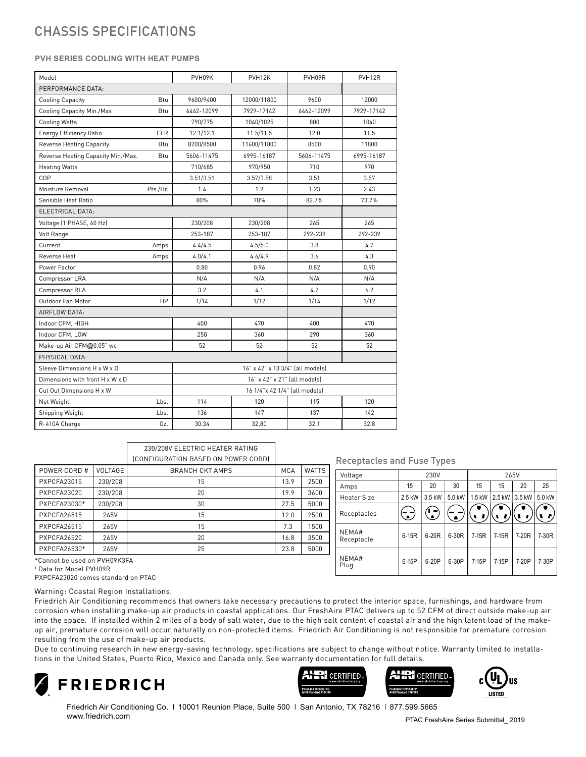# CHASSIS SPECIFICATIONS

**PVH SERIES COOLING WITH HEAT PUMPS**

| Model | | PVH09K | PVH12K | PVH09R | PVH12R |
|---|---|---|---|---|---|
| PERFORMANCE DATA: | | | | | |
| Cooling Capacity | Btu | 9600/9400 | 12000/11800 | 9600 | 12000 |
| Cooling Capacity Min./Max | Btu | 6462-12099 | 7929-17142 | 6462-12099 | 7929-17142 |
| Cooling Watts | | 790/775 | 1040/1025 | 800 | 1040 |
| Energy Efficiency Ratio | EER | 12.1/12.1 | 11.5/11.5 | 12.0 | 11.5 |
| Reverse Heating Capacity | Btu | 8200/8500 | 11600/11800 | 8500 | 11800 |
| Reverse Heating Capacity Min./Max. | Btu | 5606-11475 | 6995-16187 | 5606-11475 | 6995-16187 |
| Heating Watts | | 710/685 | 970/950 | 710 | 970 |
| COP | | 3.51/3.51 | 3.57/3.58 | 3.51 | 3.57 |
| Moisture Removal | Pts./Hr. | 1.4 | 1.9 | 1.23 | 2.43 |
| Sensible Heat Ratio | | 80% | 78% | 82.7% | 73.7% |
| ELECTRICAL DATA: | | | | | |
| Voltage (1 PHASE, 60 Hz) | | 230/208 | 230/208 | 265 | 265 |
| Volt Range | | 253-187 | 253-187 | 292-239 | 292-239 |
| Current | Amps | 4.4/4.5 | 4.5/5.0 | 3.8 | 4.7 |
| Reverse Heat | Amps | 4.0/4.1 | 4.6/4.9 | 3.6 | 4.3 |
| Power Factor | | 0.80 | 0.96 | 0.82 | 0.90 |
| Compressor LRA | | N/A | N/A | N/A | N/A |
| Compressor RLA | | 3.2 | 4.1 | 4.2 | 6.2 |
| Outdoor Fan Motor | HP | 1/14 | 1/12 | 1/14 | 1/12 |
| AIRFLOW DATA: | | | | | |
| Indoor CFM, HIGH | | 400 | 470 | 400 | 470 |
| Indoor CFM, LOW | | 250 | 360 | 290 | 360 |
| Make-up Air CFM@0.05" wc | | 52 | 52 | 52 | 52 |
| PHYSICAL DATA: | | | | | |
| Sleeve Dimensions H x W x D | | 16" x 42" x 13 3/4" (all models) | | | |
| Dimensions with front H x W x D | | 16" x 42" x 21" (all models) | | | |
| Cut Out Dimensions H x W | | 16 1/4"x 42 1/4" (all models) | | | |
| Net Weight | Lbs. | 114 | 120 | 115 | 120 |
| Shipping Weight | Lbs. | 136 | 147 | 137 | 142 |
| R-410A Charge | Oz. | 30.34 | 32.80 | 32.1 | 32.8 |

| | | 230/208V ELECTRIC HEATER RATING (CONFIGURATION BASED ON POWER CORD) | | |
|---|---|---|---|---|
| POWER CORD # | VOLTAGE | BRANCH CKT AMPS | MCA | WATTS |
| PXPCFA23015 | 230/208 | 15 | 13.9 | 2500 |
| PXPCFA23020 | 230/208 | 20 | 19.9 | 3600 |
| PXPCFA23030* | 230/208 | 30 | 27.5 | 5000 |
| PXPCFA26515 | 265V | 15 | 12.0 | 2500 |
| PXPCFA26515[1] | 265V | 15 | 7.3 | 1500 |
| PXPCFA26520 | 265V | 20 | 16.8 | 3500 |
| PXPCFA26530* | 265V | 25 | 23.8 | 5000 |

*Cannot be used on PVH09K3FA

[1] Data for Model PVH09R

PXPCFA23020 comes standard on PTAC

## Receptacles and Fuse Types

| Voltage | 230V | | | 265V | | | |
|---|---|---|---|---|---|---|---|
| Amps | 15 | 20 | 30 | 15 | 15 | 20 | 25 |
| Heater Size | 2.5 kW | 3.5 kW | 5.0 kW | 1.5 kW | 2.5 kW | 3.5 kW | 5.0 kW |
| Receptacles | | | | | | | |
| NEMA# Receptacle | 6-15R | 6-20R | 6-30R | 7-15R | 7-15R | 7-20R | 7-30R |
| NEMA# Plug | 6-15P | 6-20P | 6-30P | 7-15P | 7-15P | 7-20P | 7-30P |

Warning: Coastal Region Installations.

Friedrich Air Conditioning recommends that owners take necessary precautions to protect the interior space, furnishings, and hardware from corrosion when installing make-up air products in coastal applications. Our FreshAire PTAC delivers up to 52 CFM of direct outside make-up air into the space. If installed within 2 miles of a body of salt water, due to the high salt content of coastal air and the high latent load of the make-up air, premature corrosion will occur naturally on non-protected items. Friedrich Air Conditioning is not responsible for premature corrosion resulting from the use of make-up air products.

Due to continuing research in new energy-saving technology, specifications are subject to change without notice. Warranty limited to installations in the United States, Puerto Rico, Mexico and Canada only. See warranty documentation for full details.

FRIEDRICH

Friedrich Air Conditioning Co. | 10001 Reunion Place, Suite 500 | San Antonio, TX 78216 | 877.599.5665
www.friedrich.com

PTAC FreshAire Series Submittal_ 2019